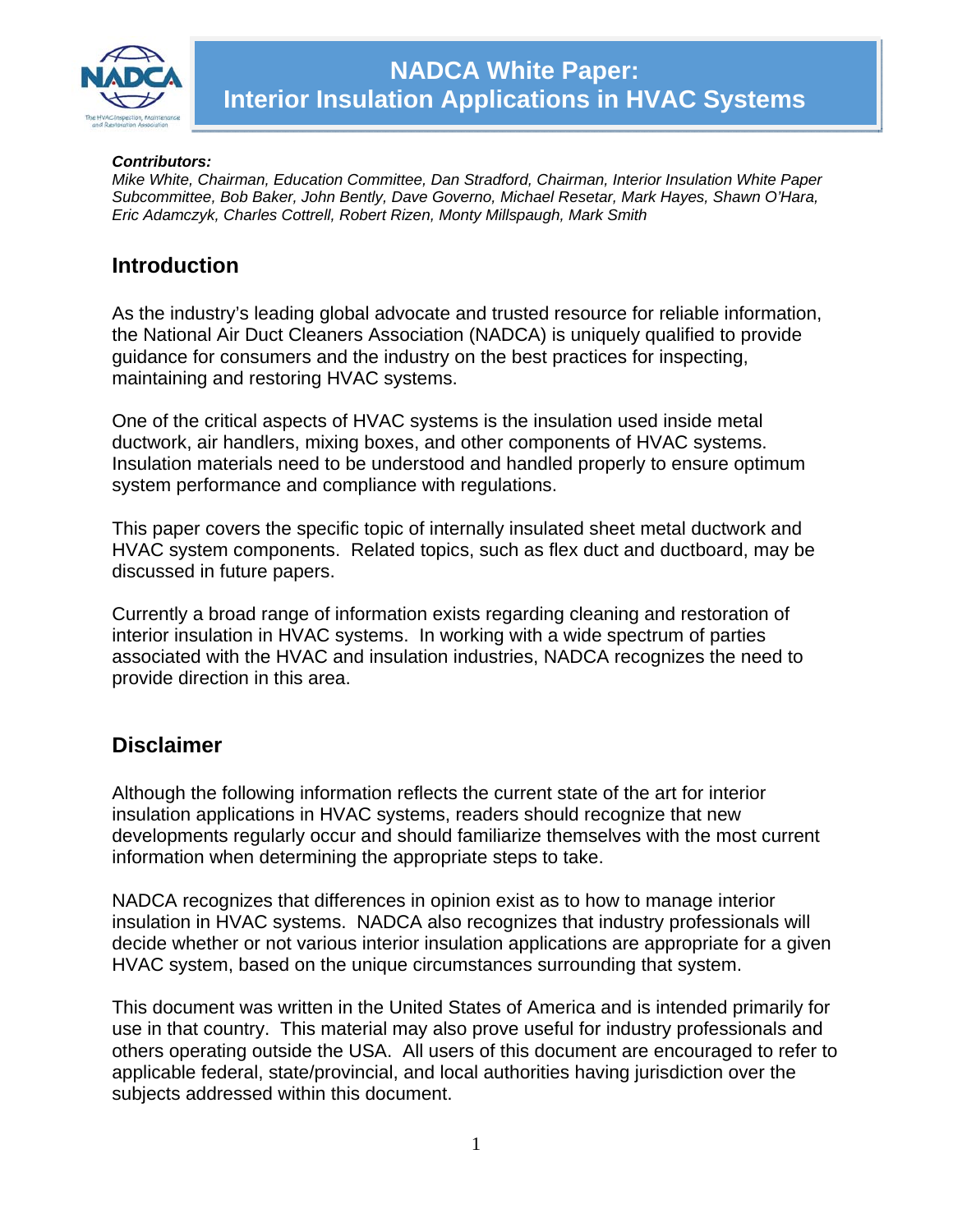# NADCA White Paper: Interior Insulation Applications in HVAC Systems

***Contributors:***
*Mike White, Chairman, Education Committee, Dan Stradford, Chairman, Interior Insulation White Paper Subcommittee, Bob Baker, John Bently, Dave Governo, Michael Resetar, Mark Hayes, Shawn O'Hara, Eric Adamczyk, Charles Cottrell, Robert Rizen, Monty Millspaugh, Mark Smith*

## Introduction

As the industry's leading global advocate and trusted resource for reliable information, the National Air Duct Cleaners Association (NADCA) is uniquely qualified to provide guidance for consumers and the industry on the best practices for inspecting, maintaining and restoring HVAC systems.

One of the critical aspects of HVAC systems is the insulation used inside metal ductwork, air handlers, mixing boxes, and other components of HVAC systems. Insulation materials need to be understood and handled properly to ensure optimum system performance and compliance with regulations.

This paper covers the specific topic of internally insulated sheet metal ductwork and HVAC system components. Related topics, such as flex duct and ductboard, may be discussed in future papers.

Currently a broad range of information exists regarding cleaning and restoration of interior insulation in HVAC systems. In working with a wide spectrum of parties associated with the HVAC and insulation industries, NADCA recognizes the need to provide direction in this area.

## Disclaimer

Although the following information reflects the current state of the art for interior insulation applications in HVAC systems, readers should recognize that new developments regularly occur and should familiarize themselves with the most current information when determining the appropriate steps to take.

NADCA recognizes that differences in opinion exist as to how to manage interior insulation in HVAC systems. NADCA also recognizes that industry professionals will decide whether or not various interior insulation applications are appropriate for a given HVAC system, based on the unique circumstances surrounding that system.

This document was written in the United States of America and is intended primarily for use in that country. This material may also prove useful for industry professionals and others operating outside the USA. All users of this document are encouraged to refer to applicable federal, state/provincial, and local authorities having jurisdiction over the subjects addressed within this document.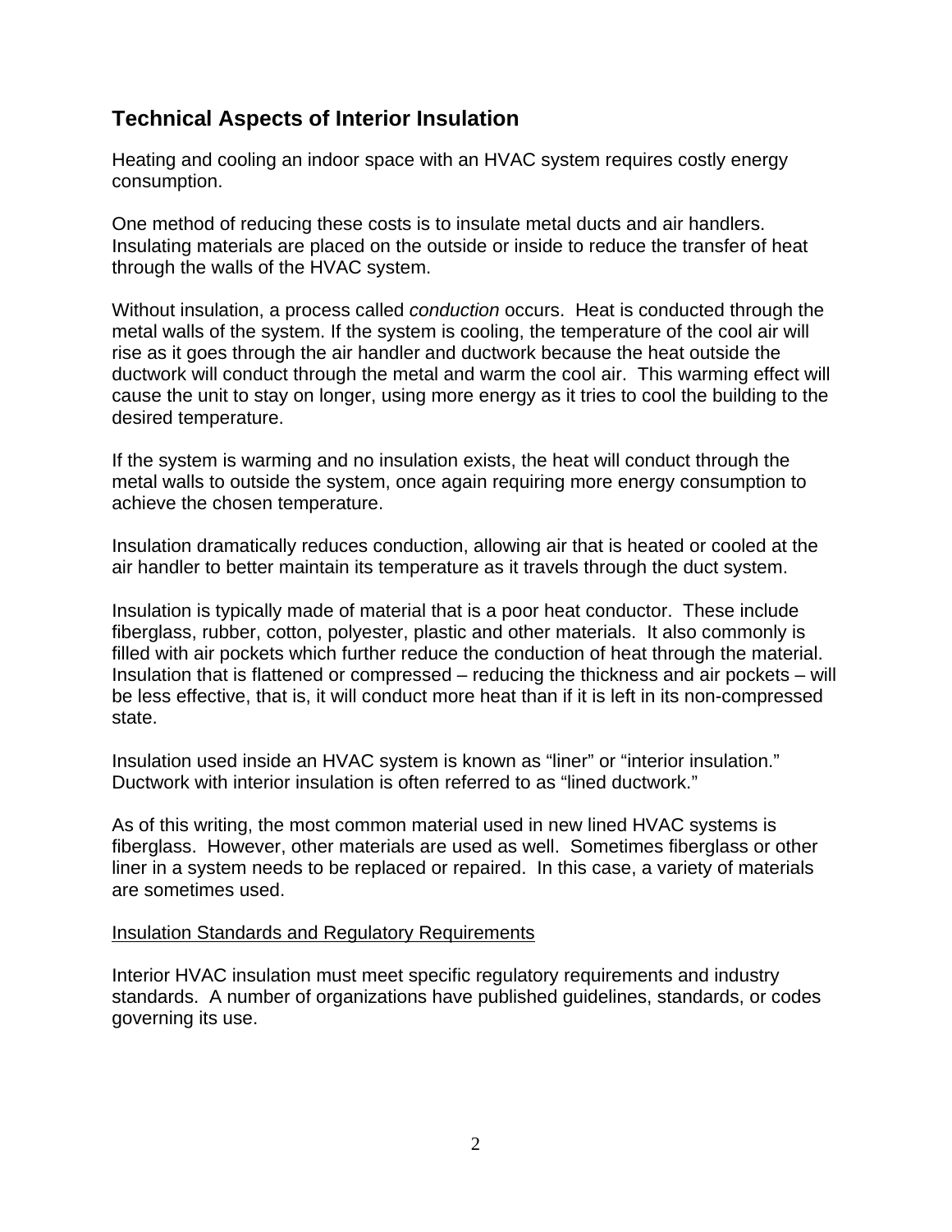## Technical Aspects of Interior Insulation

Heating and cooling an indoor space with an HVAC system requires costly energy consumption.

One method of reducing these costs is to insulate metal ducts and air handlers. Insulating materials are placed on the outside or inside to reduce the transfer of heat through the walls of the HVAC system.

Without insulation, a process called *conduction* occurs. Heat is conducted through the metal walls of the system. If the system is cooling, the temperature of the cool air will rise as it goes through the air handler and ductwork because the heat outside the ductwork will conduct through the metal and warm the cool air. This warming effect will cause the unit to stay on longer, using more energy as it tries to cool the building to the desired temperature.

If the system is warming and no insulation exists, the heat will conduct through the metal walls to outside the system, once again requiring more energy consumption to achieve the chosen temperature.

Insulation dramatically reduces conduction, allowing air that is heated or cooled at the air handler to better maintain its temperature as it travels through the duct system.

Insulation is typically made of material that is a poor heat conductor. These include fiberglass, rubber, cotton, polyester, plastic and other materials. It also commonly is filled with air pockets which further reduce the conduction of heat through the material. Insulation that is flattened or compressed – reducing the thickness and air pockets – will be less effective, that is, it will conduct more heat than if it is left in its non-compressed state.

Insulation used inside an HVAC system is known as “liner” or “interior insulation.” Ductwork with interior insulation is often referred to as “lined ductwork.”

As of this writing, the most common material used in new lined HVAC systems is fiberglass. However, other materials are used as well. Sometimes fiberglass or other liner in a system needs to be replaced or repaired. In this case, a variety of materials are sometimes used.

### Insulation Standards and Regulatory Requirements

Interior HVAC insulation must meet specific regulatory requirements and industry standards. A number of organizations have published guidelines, standards, or codes governing its use.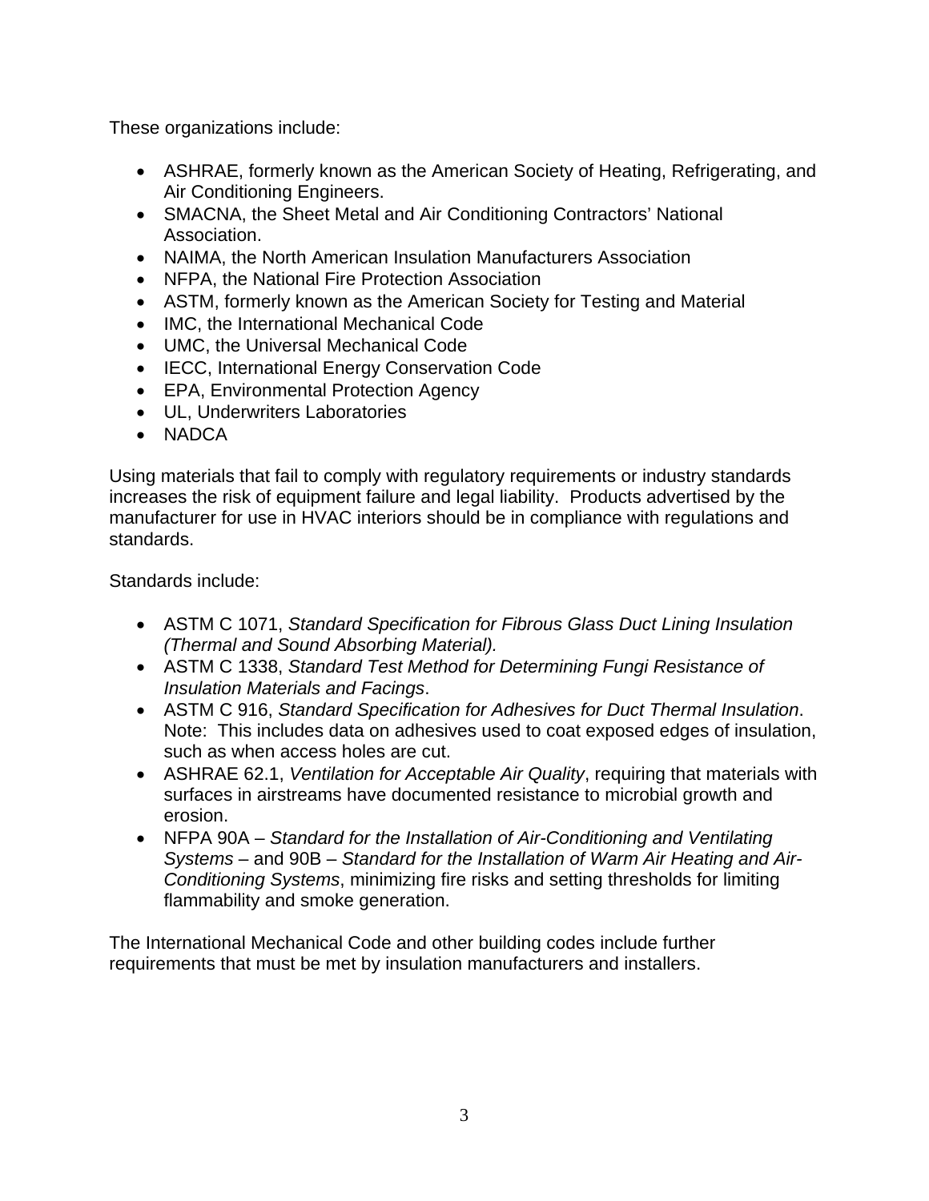These organizations include:

- ASHRAE, formerly known as the American Society of Heating, Refrigerating, and Air Conditioning Engineers.
- SMACNA, the Sheet Metal and Air Conditioning Contractors' National Association.
- NAIMA, the North American Insulation Manufacturers Association
- NFPA, the National Fire Protection Association
- ASTM, formerly known as the American Society for Testing and Material
- IMC, the International Mechanical Code
- UMC, the Universal Mechanical Code
- IECC, International Energy Conservation Code
- EPA, Environmental Protection Agency
- UL, Underwriters Laboratories
- NADCA

Using materials that fail to comply with regulatory requirements or industry standards increases the risk of equipment failure and legal liability. Products advertised by the manufacturer for use in HVAC interiors should be in compliance with regulations and standards.

Standards include:

- ASTM C 1071, *Standard Specification for Fibrous Glass Duct Lining Insulation (Thermal and Sound Absorbing Material).*
- ASTM C 1338, *Standard Test Method for Determining Fungi Resistance of Insulation Materials and Facings*.
- ASTM C 916, *Standard Specification for Adhesives for Duct Thermal Insulation*. Note: This includes data on adhesives used to coat exposed edges of insulation, such as when access holes are cut.
- ASHRAE 62.1, *Ventilation for Acceptable Air Quality*, requiring that materials with surfaces in airstreams have documented resistance to microbial growth and erosion.
- NFPA 90A – *Standard for the Installation of Air-Conditioning and Ventilating Systems* – and 90B – *Standard for the Installation of Warm Air Heating and Air-Conditioning Systems*, minimizing fire risks and setting thresholds for limiting flammability and smoke generation.

The International Mechanical Code and other building codes include further requirements that must be met by insulation manufacturers and installers.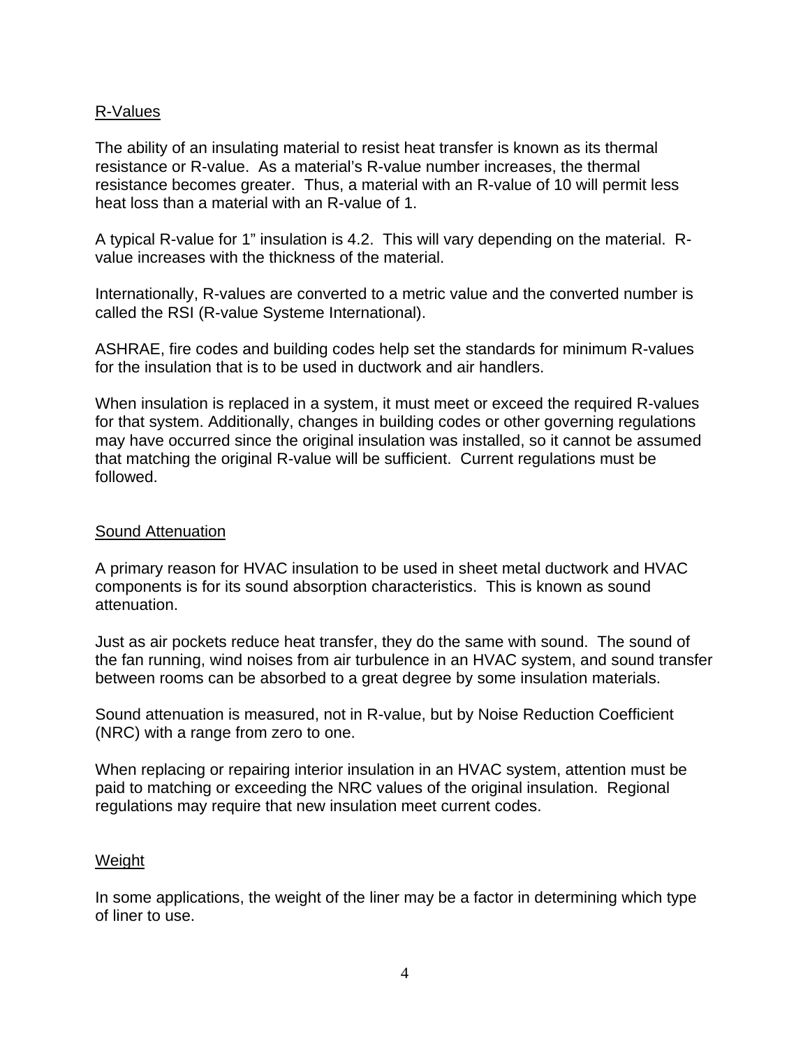## R-Values

The ability of an insulating material to resist heat transfer is known as its thermal resistance or R-value. As a material's R-value number increases, the thermal resistance becomes greater. Thus, a material with an R-value of 10 will permit less heat loss than a material with an R-value of 1.

A typical R-value for 1" insulation is 4.2. This will vary depending on the material. R-value increases with the thickness of the material.

Internationally, R-values are converted to a metric value and the converted number is called the RSI (R-value Systeme International).

ASHRAE, fire codes and building codes help set the standards for minimum R-values for the insulation that is to be used in ductwork and air handlers.

When insulation is replaced in a system, it must meet or exceed the required R-values for that system. Additionally, changes in building codes or other governing regulations may have occurred since the original insulation was installed, so it cannot be assumed that matching the original R-value will be sufficient. Current regulations must be followed.

## Sound Attenuation

A primary reason for HVAC insulation to be used in sheet metal ductwork and HVAC components is for its sound absorption characteristics. This is known as sound attenuation.

Just as air pockets reduce heat transfer, they do the same with sound. The sound of the fan running, wind noises from air turbulence in an HVAC system, and sound transfer between rooms can be absorbed to a great degree by some insulation materials.

Sound attenuation is measured, not in R-value, but by Noise Reduction Coefficient (NRC) with a range from zero to one.

When replacing or repairing interior insulation in an HVAC system, attention must be paid to matching or exceeding the NRC values of the original insulation. Regional regulations may require that new insulation meet current codes.

## Weight

In some applications, the weight of the liner may be a factor in determining which type of liner to use.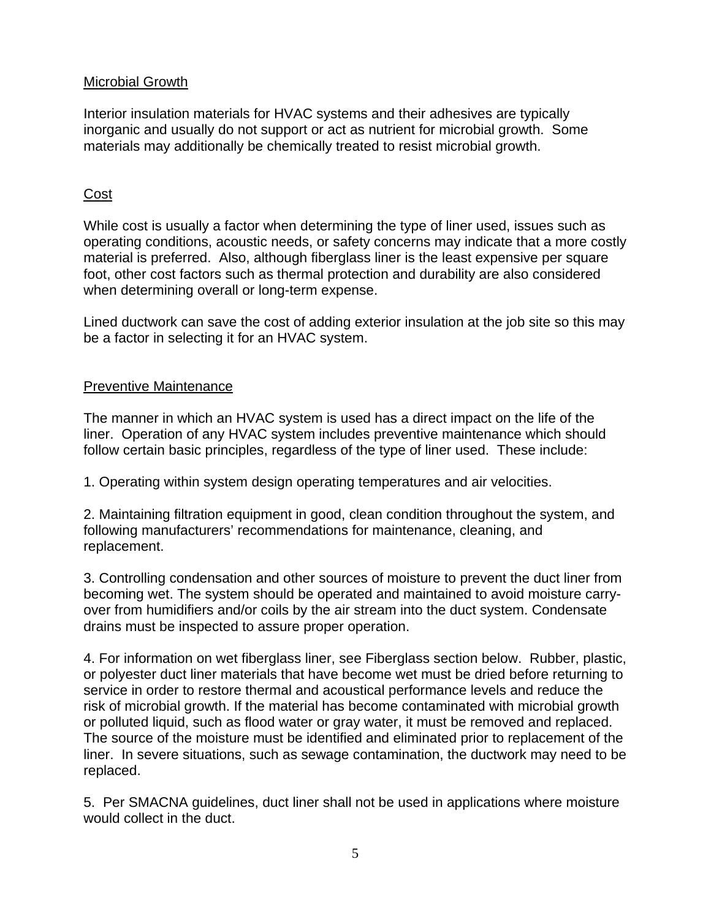## Microbial Growth

Interior insulation materials for HVAC systems and their adhesives are typically inorganic and usually do not support or act as nutrient for microbial growth. Some materials may additionally be chemically treated to resist microbial growth.

## Cost

While cost is usually a factor when determining the type of liner used, issues such as operating conditions, acoustic needs, or safety concerns may indicate that a more costly material is preferred. Also, although fiberglass liner is the least expensive per square foot, other cost factors such as thermal protection and durability are also considered when determining overall or long-term expense.

Lined ductwork can save the cost of adding exterior insulation at the job site so this may be a factor in selecting it for an HVAC system.

## Preventive Maintenance

The manner in which an HVAC system is used has a direct impact on the life of the liner. Operation of any HVAC system includes preventive maintenance which should follow certain basic principles, regardless of the type of liner used. These include:

1. Operating within system design operating temperatures and air velocities.

2. Maintaining filtration equipment in good, clean condition throughout the system, and following manufacturers' recommendations for maintenance, cleaning, and replacement.

3. Controlling condensation and other sources of moisture to prevent the duct liner from becoming wet. The system should be operated and maintained to avoid moisture carry-over from humidifiers and/or coils by the air stream into the duct system. Condensate drains must be inspected to assure proper operation.

4. For information on wet fiberglass liner, see Fiberglass section below. Rubber, plastic, or polyester duct liner materials that have become wet must be dried before returning to service in order to restore thermal and acoustical performance levels and reduce the risk of microbial growth. If the material has become contaminated with microbial growth or polluted liquid, such as flood water or gray water, it must be removed and replaced. The source of the moisture must be identified and eliminated prior to replacement of the liner. In severe situations, such as sewage contamination, the ductwork may need to be replaced.

5. Per SMACNA guidelines, duct liner shall not be used in applications where moisture would collect in the duct.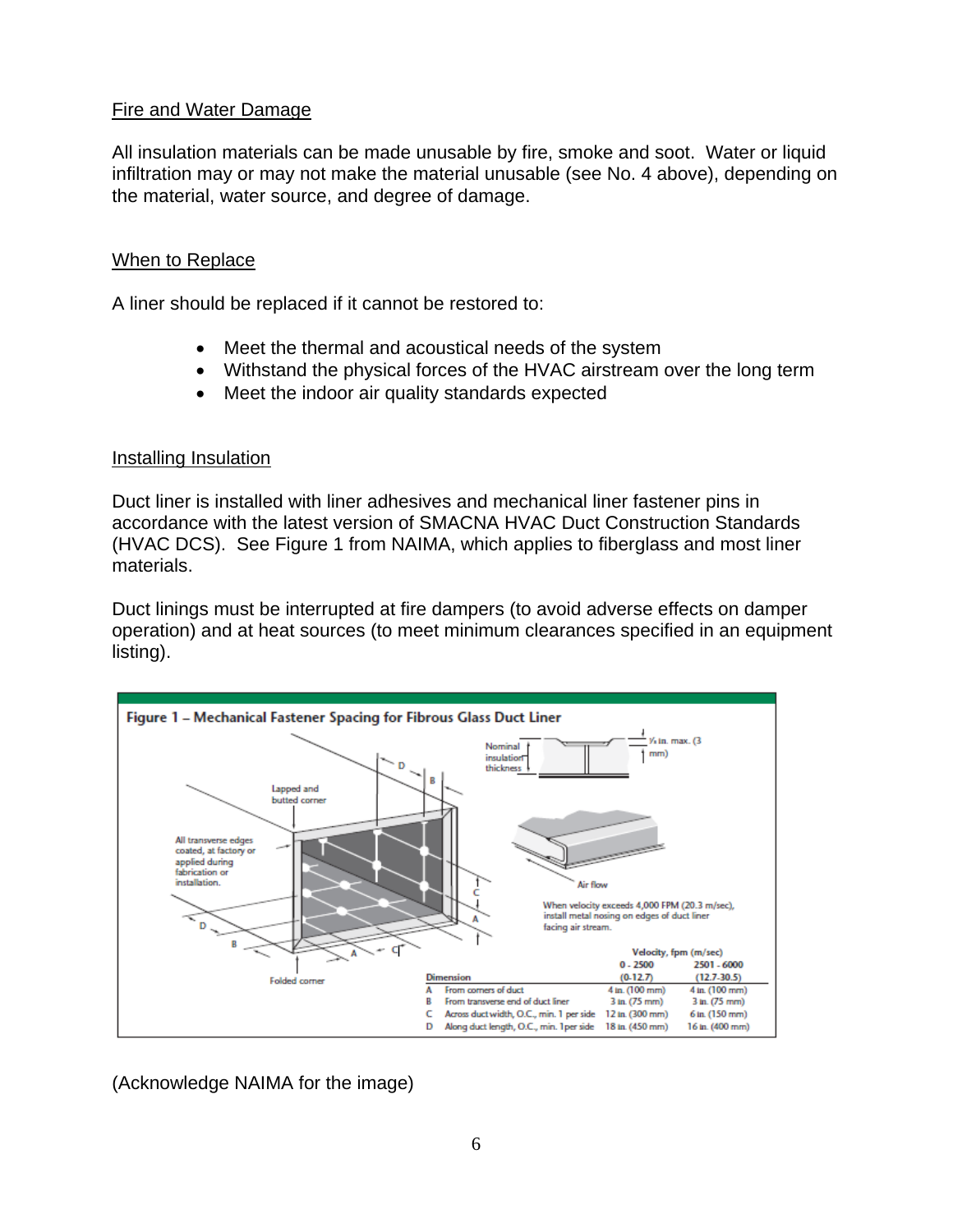Fire and Water Damage

All insulation materials can be made unusable by fire, smoke and soot. Water or liquid infiltration may or may not make the material unusable (see No. 4 above), depending on the material, water source, and degree of damage.

When to Replace

A liner should be replaced if it cannot be restored to:

- Meet the thermal and acoustical needs of the system
- Withstand the physical forces of the HVAC airstream over the long term
- Meet the indoor air quality standards expected

Installing Insulation

Duct liner is installed with liner adhesives and mechanical liner fastener pins in accordance with the latest version of SMACNA HVAC Duct Construction Standards (HVAC DCS). See Figure 1 from NAIMA, which applies to fiberglass and most liner materials.

Duct linings must be interrupted at fire dampers (to avoid adverse effects on damper operation) and at heat sources (to meet minimum clearances specified in an equipment listing).

**Figure 1 – Mechanical Fastener Spacing for Fibrous Glass Duct Liner**

Lapped and butted corner

All transverse edges coated, at factory or applied during fabrication or installation.

Folded corner

Nominal insulation thickness

⅛ in. max. (3 mm)

Air flow

When velocity exceeds 4,000 FPM (20.3 m/sec), install metal nosing on edges of duct liner facing air stream.

| Dimension | | Velocity, fpm (m/sec) 0 - 2500 (0-12.7) | 2501 - 6000 (12.7-30.5) |
|---|---|---|---|
| A | From corners of duct | 4 in. (100 mm) | 4 in. (100 mm) |
| B | From transverse end of duct liner | 3 in. (75 mm) | 3 in. (75 mm) |
| C | Across duct width, O.C., min. 1 per side | 12 in. (300 mm) | 6 in. (150 mm) |
| D | Along duct length, O.C., min. 1per side | 18 in. (450 mm) | 16 in. (400 mm) |

(Acknowledge NAIMA for the image)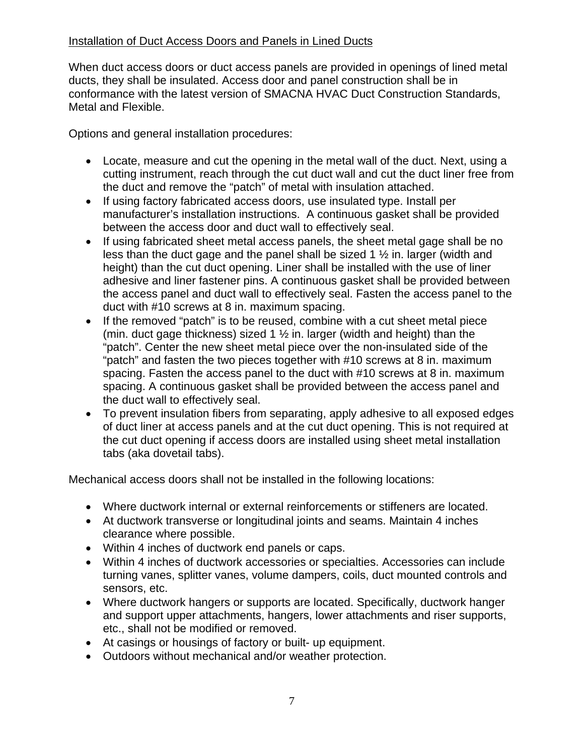## Installation of Duct Access Doors and Panels in Lined Ducts

When duct access doors or duct access panels are provided in openings of lined metal ducts, they shall be insulated. Access door and panel construction shall be in conformance with the latest version of SMACNA HVAC Duct Construction Standards, Metal and Flexible.

Options and general installation procedures:

- Locate, measure and cut the opening in the metal wall of the duct. Next, using a cutting instrument, reach through the cut duct wall and cut the duct liner free from the duct and remove the "patch" of metal with insulation attached.
- If using factory fabricated access doors, use insulated type. Install per manufacturer's installation instructions. A continuous gasket shall be provided between the access door and duct wall to effectively seal.
- If using fabricated sheet metal access panels, the sheet metal gage shall be no less than the duct gage and the panel shall be sized 1 ½ in. larger (width and height) than the cut duct opening. Liner shall be installed with the use of liner adhesive and liner fastener pins. A continuous gasket shall be provided between the access panel and duct wall to effectively seal. Fasten the access panel to the duct with #10 screws at 8 in. maximum spacing.
- If the removed "patch" is to be reused, combine with a cut sheet metal piece (min. duct gage thickness) sized 1 ½ in. larger (width and height) than the "patch". Center the new sheet metal piece over the non-insulated side of the "patch" and fasten the two pieces together with #10 screws at 8 in. maximum spacing. Fasten the access panel to the duct with #10 screws at 8 in. maximum spacing. A continuous gasket shall be provided between the access panel and the duct wall to effectively seal.
- To prevent insulation fibers from separating, apply adhesive to all exposed edges of duct liner at access panels and at the cut duct opening. This is not required at the cut duct opening if access doors are installed using sheet metal installation tabs (aka dovetail tabs).

Mechanical access doors shall not be installed in the following locations:

- Where ductwork internal or external reinforcements or stiffeners are located.
- At ductwork transverse or longitudinal joints and seams. Maintain 4 inches clearance where possible.
- Within 4 inches of ductwork end panels or caps.
- Within 4 inches of ductwork accessories or specialties. Accessories can include turning vanes, splitter vanes, volume dampers, coils, duct mounted controls and sensors, etc.
- Where ductwork hangers or supports are located. Specifically, ductwork hanger and support upper attachments, hangers, lower attachments and riser supports, etc., shall not be modified or removed.
- At casings or housings of factory or built- up equipment.
- Outdoors without mechanical and/or weather protection.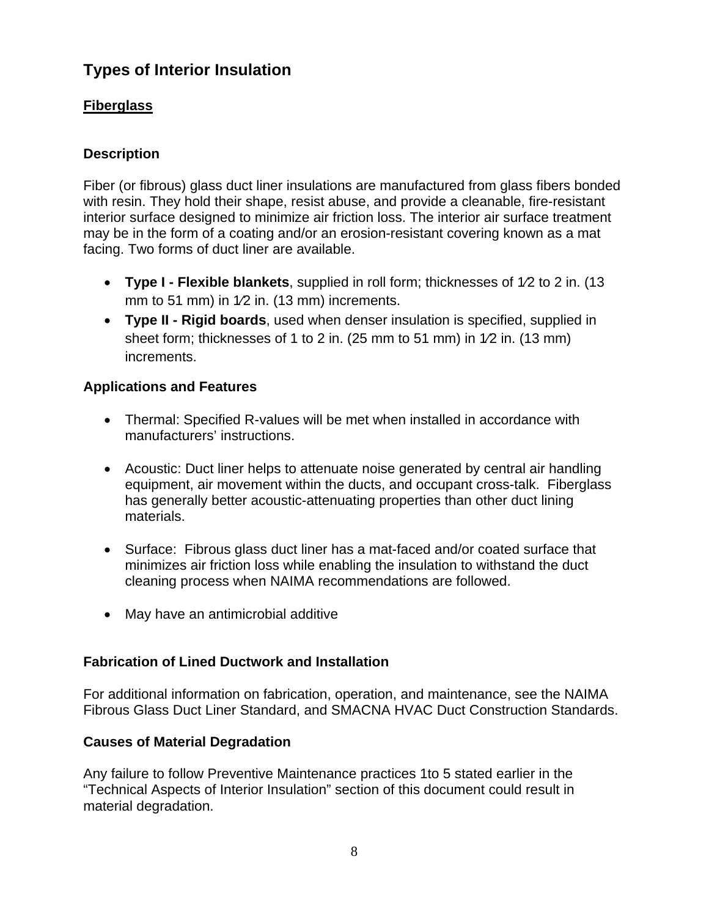## Types of Interior Insulation

### Fiberglass

#### Description

Fiber (or fibrous) glass duct liner insulations are manufactured from glass fibers bonded with resin. They hold their shape, resist abuse, and provide a cleanable, fire-resistant interior surface designed to minimize air friction loss. The interior air surface treatment may be in the form of a coating and/or an erosion-resistant covering known as a mat facing. Two forms of duct liner are available.

- **Type I - Flexible blankets**, supplied in roll form; thicknesses of 1⁄2 to 2 in. (13 mm to 51 mm) in 1⁄2 in. (13 mm) increments.
- **Type II - Rigid boards**, used when denser insulation is specified, supplied in sheet form; thicknesses of 1 to 2 in. (25 mm to 51 mm) in 1⁄2 in. (13 mm) increments.

#### Applications and Features

- Thermal: Specified R-values will be met when installed in accordance with manufacturers' instructions.
- Acoustic: Duct liner helps to attenuate noise generated by central air handling equipment, air movement within the ducts, and occupant cross-talk. Fiberglass has generally better acoustic-attenuating properties than other duct lining materials.
- Surface: Fibrous glass duct liner has a mat-faced and/or coated surface that minimizes air friction loss while enabling the insulation to withstand the duct cleaning process when NAIMA recommendations are followed.
- May have an antimicrobial additive

#### Fabrication of Lined Ductwork and Installation

For additional information on fabrication, operation, and maintenance, see the NAIMA Fibrous Glass Duct Liner Standard, and SMACNA HVAC Duct Construction Standards.

#### Causes of Material Degradation

Any failure to follow Preventive Maintenance practices 1to 5 stated earlier in the "Technical Aspects of Interior Insulation" section of this document could result in material degradation.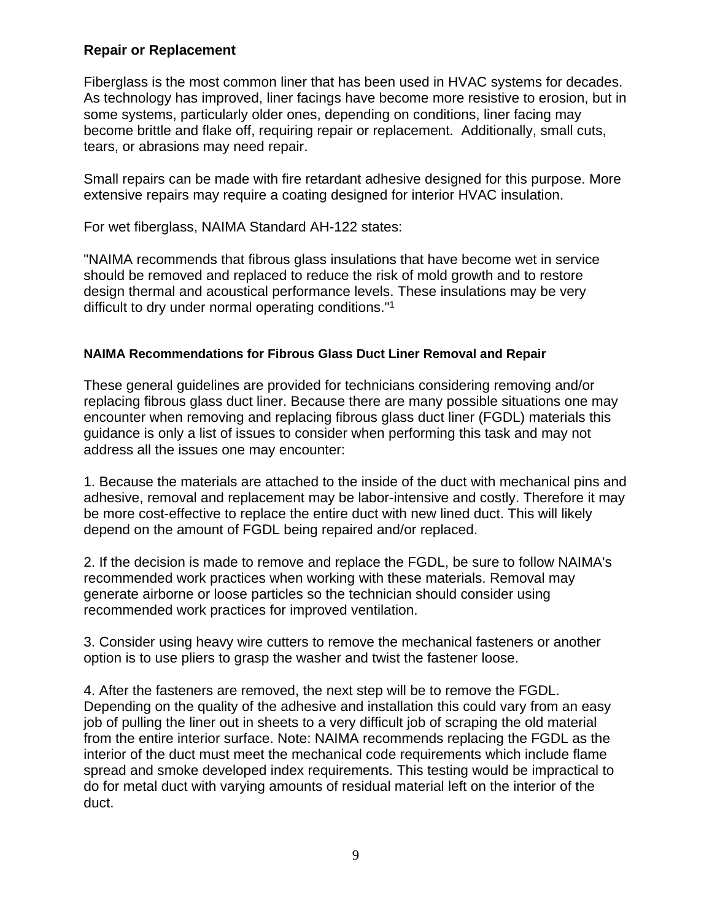## Repair or Replacement

Fiberglass is the most common liner that has been used in HVAC systems for decades. As technology has improved, liner facings have become more resistive to erosion, but in some systems, particularly older ones, depending on conditions, liner facing may become brittle and flake off, requiring repair or replacement. Additionally, small cuts, tears, or abrasions may need repair.

Small repairs can be made with fire retardant adhesive designed for this purpose. More extensive repairs may require a coating designed for interior HVAC insulation.

For wet fiberglass, NAIMA Standard AH-122 states:

"NAIMA recommends that fibrous glass insulations that have become wet in service should be removed and replaced to reduce the risk of mold growth and to restore design thermal and acoustical performance levels. These insulations may be very difficult to dry under normal operating conditions."[1]

### NAIMA Recommendations for Fibrous Glass Duct Liner Removal and Repair

These general guidelines are provided for technicians considering removing and/or replacing fibrous glass duct liner. Because there are many possible situations one may encounter when removing and replacing fibrous glass duct liner (FGDL) materials this guidance is only a list of issues to consider when performing this task and may not address all the issues one may encounter:

1. Because the materials are attached to the inside of the duct with mechanical pins and adhesive, removal and replacement may be labor-intensive and costly. Therefore it may be more cost-effective to replace the entire duct with new lined duct. This will likely depend on the amount of FGDL being repaired and/or replaced.

2. If the decision is made to remove and replace the FGDL, be sure to follow NAIMA's recommended work practices when working with these materials. Removal may generate airborne or loose particles so the technician should consider using recommended work practices for improved ventilation.

3. Consider using heavy wire cutters to remove the mechanical fasteners or another option is to use pliers to grasp the washer and twist the fastener loose.

4. After the fasteners are removed, the next step will be to remove the FGDL. Depending on the quality of the adhesive and installation this could vary from an easy job of pulling the liner out in sheets to a very difficult job of scraping the old material from the entire interior surface. Note: NAIMA recommends replacing the FGDL as the interior of the duct must meet the mechanical code requirements which include flame spread and smoke developed index requirements. This testing would be impractical to do for metal duct with varying amounts of residual material left on the interior of the duct.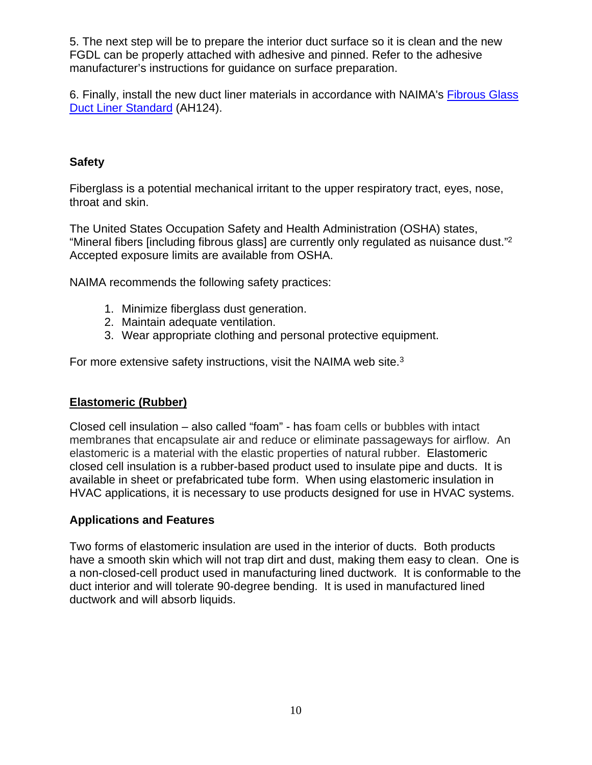5. The next step will be to prepare the interior duct surface so it is clean and the new FGDL can be properly attached with adhesive and pinned. Refer to the adhesive manufacturer's instructions for guidance on surface preparation.

6. Finally, install the new duct liner materials in accordance with NAIMA's [Fibrous Glass Duct Liner Standard](#) (AH124).

### Safety

Fiberglass is a potential mechanical irritant to the upper respiratory tract, eyes, nose, throat and skin.

The United States Occupation Safety and Health Administration (OSHA) states, "Mineral fibers [including fibrous glass] are currently only regulated as nuisance dust."[2] Accepted exposure limits are available from OSHA.

NAIMA recommends the following safety practices:

1. Minimize fiberglass dust generation.
2. Maintain adequate ventilation.
3. Wear appropriate clothing and personal protective equipment.

For more extensive safety instructions, visit the NAIMA web site.[3]

## Elastomeric (Rubber)

Closed cell insulation – also called "foam" - has foam cells or bubbles with intact membranes that encapsulate air and reduce or eliminate passageways for airflow. An elastomeric is a material with the elastic properties of natural rubber. Elastomeric closed cell insulation is a rubber-based product used to insulate pipe and ducts. It is available in sheet or prefabricated tube form. When using elastomeric insulation in HVAC applications, it is necessary to use products designed for use in HVAC systems.

### Applications and Features

Two forms of elastomeric insulation are used in the interior of ducts. Both products have a smooth skin which will not trap dirt and dust, making them easy to clean. One is a non-closed-cell product used in manufacturing lined ductwork. It is conformable to the duct interior and will tolerate 90-degree bending. It is used in manufactured lined ductwork and will absorb liquids.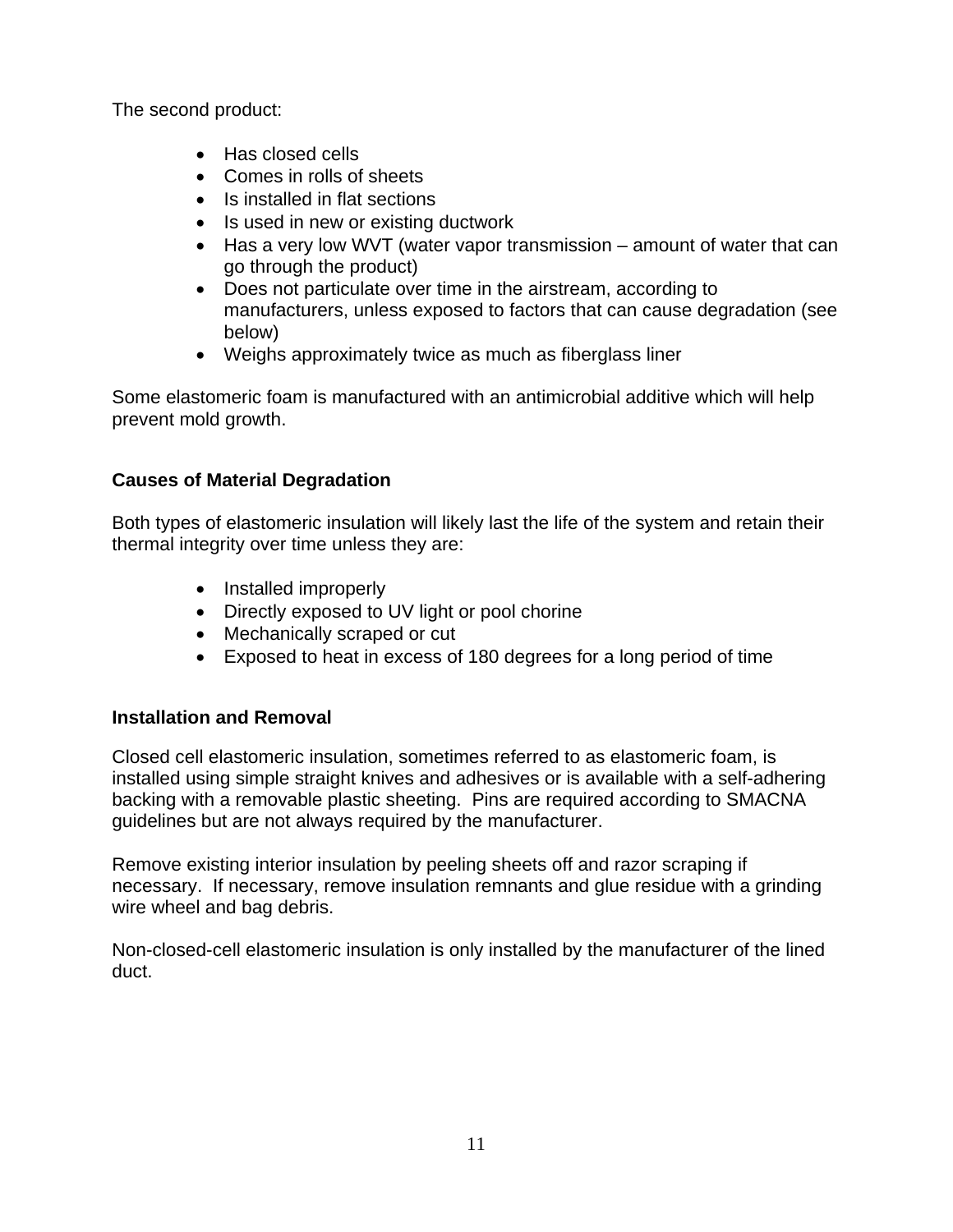The second product:

- Has closed cells
- Comes in rolls of sheets
- Is installed in flat sections
- Is used in new or existing ductwork
- Has a very low WVT (water vapor transmission – amount of water that can go through the product)
- Does not particulate over time in the airstream, according to manufacturers, unless exposed to factors that can cause degradation (see below)
- Weighs approximately twice as much as fiberglass liner

Some elastomeric foam is manufactured with an antimicrobial additive which will help prevent mold growth.

**Causes of Material Degradation**

Both types of elastomeric insulation will likely last the life of the system and retain their thermal integrity over time unless they are:

- Installed improperly
- Directly exposed to UV light or pool chorine
- Mechanically scraped or cut
- Exposed to heat in excess of 180 degrees for a long period of time

**Installation and Removal**

Closed cell elastomeric insulation, sometimes referred to as elastomeric foam, is installed using simple straight knives and adhesives or is available with a self-adhering backing with a removable plastic sheeting. Pins are required according to SMACNA guidelines but are not always required by the manufacturer.

Remove existing interior insulation by peeling sheets off and razor scraping if necessary. If necessary, remove insulation remnants and glue residue with a grinding wire wheel and bag debris.

Non-closed-cell elastomeric insulation is only installed by the manufacturer of the lined duct.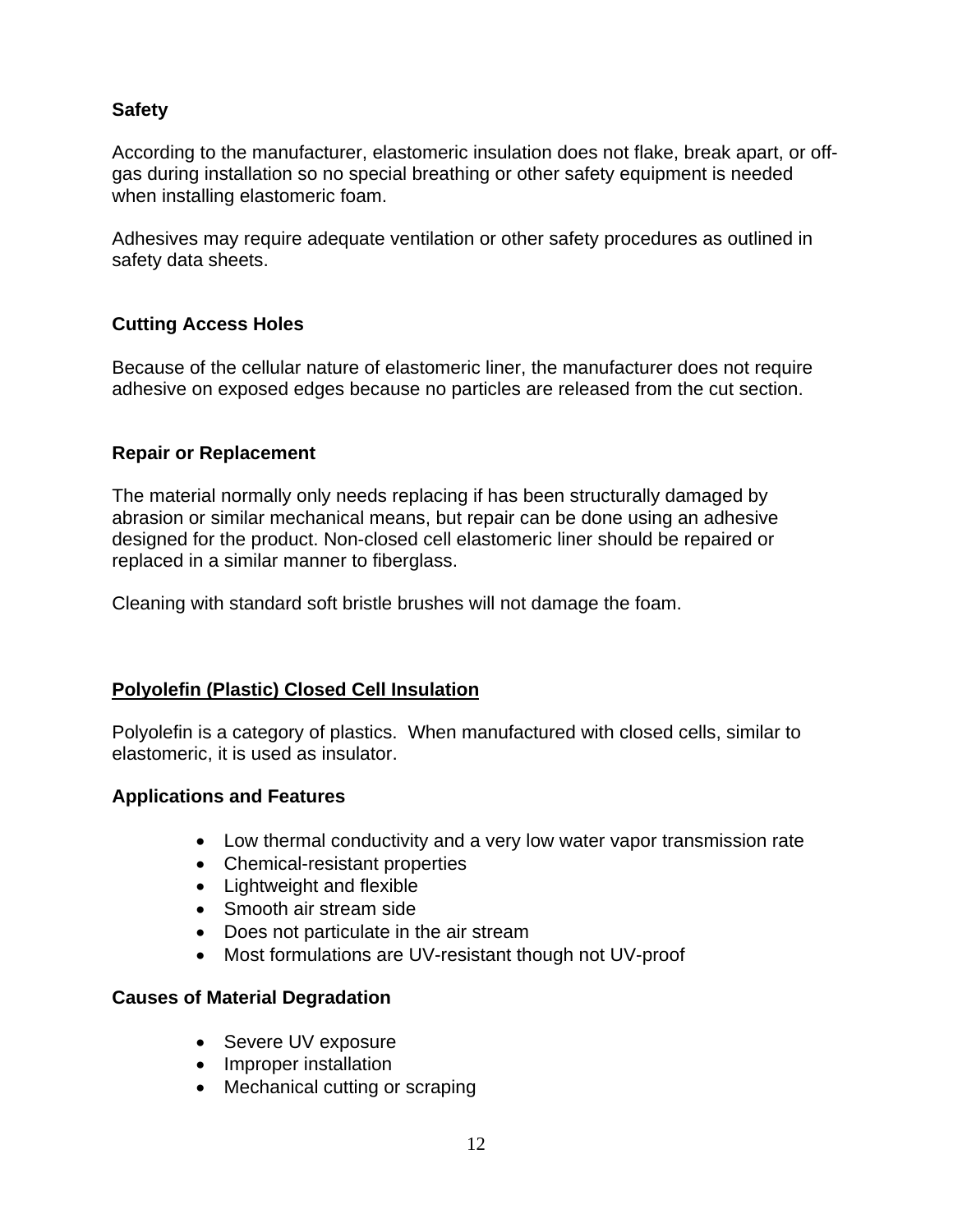### Safety

According to the manufacturer, elastomeric insulation does not flake, break apart, or off-gas during installation so no special breathing or other safety equipment is needed when installing elastomeric foam.

Adhesives may require adequate ventilation or other safety procedures as outlined in safety data sheets.

### Cutting Access Holes

Because of the cellular nature of elastomeric liner, the manufacturer does not require adhesive on exposed edges because no particles are released from the cut section.

### Repair or Replacement

The material normally only needs replacing if has been structurally damaged by abrasion or similar mechanical means, but repair can be done using an adhesive designed for the product. Non-closed cell elastomeric liner should be repaired or replaced in a similar manner to fiberglass.

Cleaning with standard soft bristle brushes will not damage the foam.

## Polyolefin (Plastic) Closed Cell Insulation

Polyolefin is a category of plastics. When manufactured with closed cells, similar to elastomeric, it is used as insulator.

### Applications and Features

- Low thermal conductivity and a very low water vapor transmission rate
- Chemical-resistant properties
- Lightweight and flexible
- Smooth air stream side
- Does not particulate in the air stream
- Most formulations are UV-resistant though not UV-proof

### Causes of Material Degradation

- Severe UV exposure
- Improper installation
- Mechanical cutting or scraping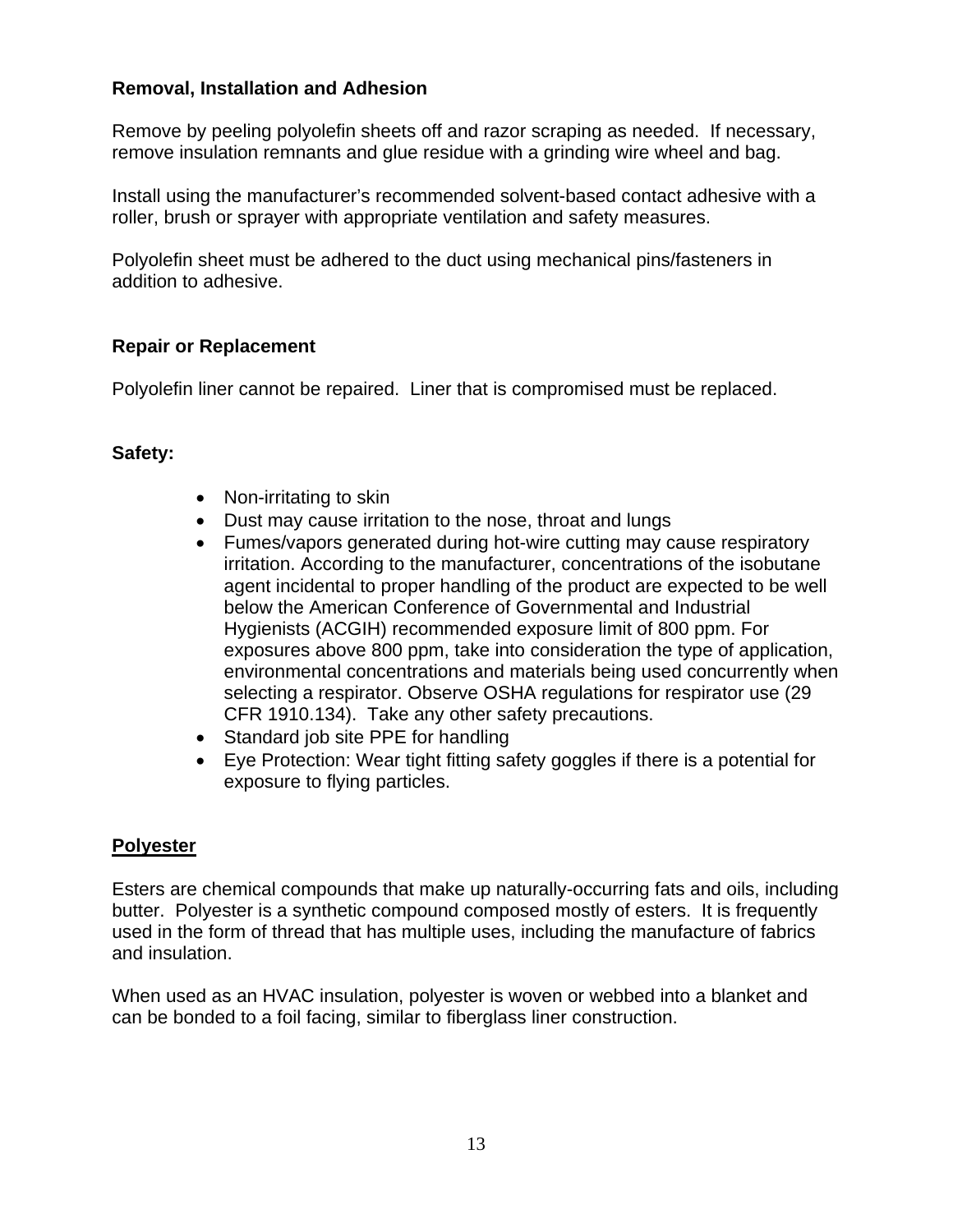**Removal, Installation and Adhesion**

Remove by peeling polyolefin sheets off and razor scraping as needed. If necessary, remove insulation remnants and glue residue with a grinding wire wheel and bag.

Install using the manufacturer's recommended solvent-based contact adhesive with a roller, brush or sprayer with appropriate ventilation and safety measures.

Polyolefin sheet must be adhered to the duct using mechanical pins/fasteners in addition to adhesive.

**Repair or Replacement**

Polyolefin liner cannot be repaired. Liner that is compromised must be replaced.

**Safety:**

- Non-irritating to skin
- Dust may cause irritation to the nose, throat and lungs
- Fumes/vapors generated during hot-wire cutting may cause respiratory irritation. According to the manufacturer, concentrations of the isobutane agent incidental to proper handling of the product are expected to be well below the American Conference of Governmental and Industrial Hygienists (ACGIH) recommended exposure limit of 800 ppm. For exposures above 800 ppm, take into consideration the type of application, environmental concentrations and materials being used concurrently when selecting a respirator. Observe OSHA regulations for respirator use (29 CFR 1910.134). Take any other safety precautions.
- Standard job site PPE for handling
- Eye Protection: Wear tight fitting safety goggles if there is a potential for exposure to flying particles.

## Polyester

Esters are chemical compounds that make up naturally-occurring fats and oils, including butter. Polyester is a synthetic compound composed mostly of esters. It is frequently used in the form of thread that has multiple uses, including the manufacture of fabrics and insulation.

When used as an HVAC insulation, polyester is woven or webbed into a blanket and can be bonded to a foil facing, similar to fiberglass liner construction.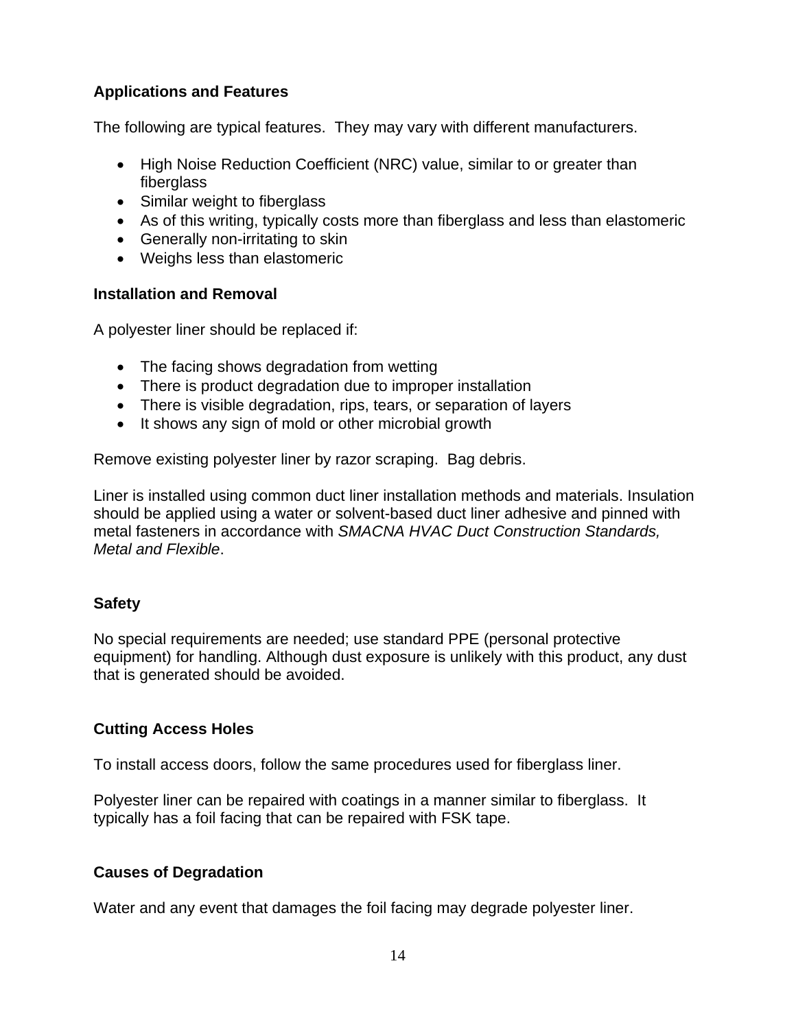### Applications and Features

The following are typical features. They may vary with different manufacturers.

- High Noise Reduction Coefficient (NRC) value, similar to or greater than fiberglass
- Similar weight to fiberglass
- As of this writing, typically costs more than fiberglass and less than elastomeric
- Generally non-irritating to skin
- Weighs less than elastomeric

### Installation and Removal

A polyester liner should be replaced if:

- The facing shows degradation from wetting
- There is product degradation due to improper installation
- There is visible degradation, rips, tears, or separation of layers
- It shows any sign of mold or other microbial growth

Remove existing polyester liner by razor scraping. Bag debris.

Liner is installed using common duct liner installation methods and materials. Insulation should be applied using a water or solvent-based duct liner adhesive and pinned with metal fasteners in accordance with *SMACNA HVAC Duct Construction Standards, Metal and Flexible*.

### Safety

No special requirements are needed; use standard PPE (personal protective equipment) for handling. Although dust exposure is unlikely with this product, any dust that is generated should be avoided.

### Cutting Access Holes

To install access doors, follow the same procedures used for fiberglass liner.

Polyester liner can be repaired with coatings in a manner similar to fiberglass. It typically has a foil facing that can be repaired with FSK tape.

### Causes of Degradation

Water and any event that damages the foil facing may degrade polyester liner.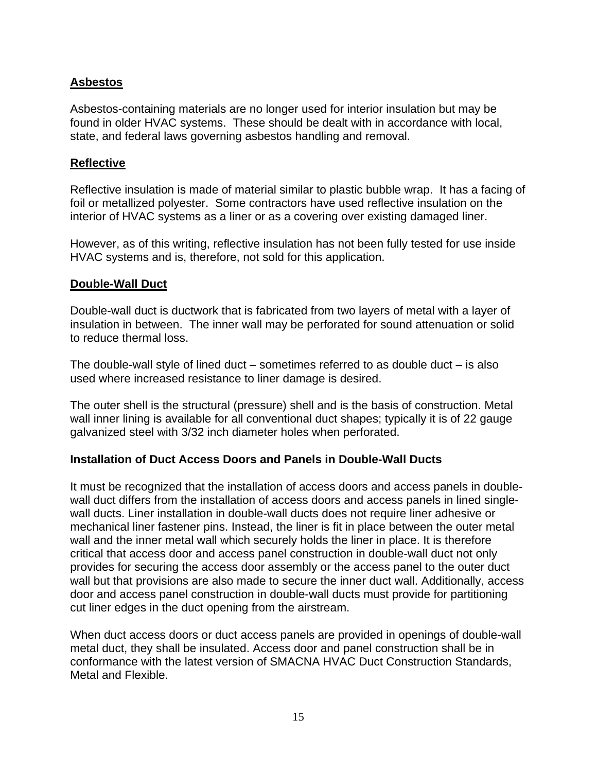## Asbestos

Asbestos-containing materials are no longer used for interior insulation but may be found in older HVAC systems. These should be dealt with in accordance with local, state, and federal laws governing asbestos handling and removal.

## Reflective

Reflective insulation is made of material similar to plastic bubble wrap. It has a facing of foil or metallized polyester. Some contractors have used reflective insulation on the interior of HVAC systems as a liner or as a covering over existing damaged liner.

However, as of this writing, reflective insulation has not been fully tested for use inside HVAC systems and is, therefore, not sold for this application.

## Double-Wall Duct

Double-wall duct is ductwork that is fabricated from two layers of metal with a layer of insulation in between. The inner wall may be perforated for sound attenuation or solid to reduce thermal loss.

The double-wall style of lined duct – sometimes referred to as double duct – is also used where increased resistance to liner damage is desired.

The outer shell is the structural (pressure) shell and is the basis of construction. Metal wall inner lining is available for all conventional duct shapes; typically it is of 22 gauge galvanized steel with 3/32 inch diameter holes when perforated.

### Installation of Duct Access Doors and Panels in Double-Wall Ducts

It must be recognized that the installation of access doors and access panels in double-wall duct differs from the installation of access doors and access panels in lined single-wall ducts. Liner installation in double-wall ducts does not require liner adhesive or mechanical liner fastener pins. Instead, the liner is fit in place between the outer metal wall and the inner metal wall which securely holds the liner in place. It is therefore critical that access door and access panel construction in double-wall duct not only provides for securing the access door assembly or the access panel to the outer duct wall but that provisions are also made to secure the inner duct wall. Additionally, access door and access panel construction in double-wall ducts must provide for partitioning cut liner edges in the duct opening from the airstream.

When duct access doors or duct access panels are provided in openings of double-wall metal duct, they shall be insulated. Access door and panel construction shall be in conformance with the latest version of SMACNA HVAC Duct Construction Standards, Metal and Flexible.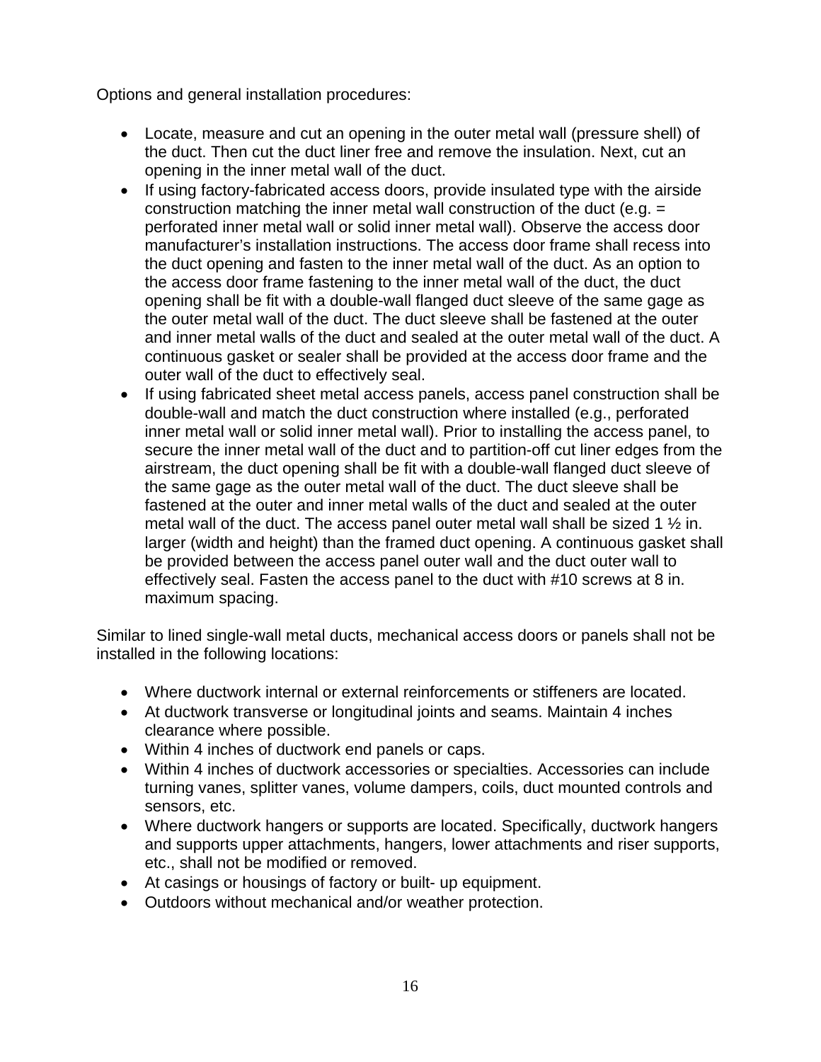Options and general installation procedures:

- Locate, measure and cut an opening in the outer metal wall (pressure shell) of the duct. Then cut the duct liner free and remove the insulation. Next, cut an opening in the inner metal wall of the duct.
- If using factory-fabricated access doors, provide insulated type with the airside construction matching the inner metal wall construction of the duct (e.g. = perforated inner metal wall or solid inner metal wall). Observe the access door manufacturer's installation instructions. The access door frame shall recess into the duct opening and fasten to the inner metal wall of the duct. As an option to the access door frame fastening to the inner metal wall of the duct, the duct opening shall be fit with a double-wall flanged duct sleeve of the same gage as the outer metal wall of the duct. The duct sleeve shall be fastened at the outer and inner metal walls of the duct and sealed at the outer metal wall of the duct. A continuous gasket or sealer shall be provided at the access door frame and the outer wall of the duct to effectively seal.
- If using fabricated sheet metal access panels, access panel construction shall be double-wall and match the duct construction where installed (e.g., perforated inner metal wall or solid inner metal wall). Prior to installing the access panel, to secure the inner metal wall of the duct and to partition-off cut liner edges from the airstream, the duct opening shall be fit with a double-wall flanged duct sleeve of the same gage as the outer metal wall of the duct. The duct sleeve shall be fastened at the outer and inner metal walls of the duct and sealed at the outer metal wall of the duct. The access panel outer metal wall shall be sized 1 ½ in. larger (width and height) than the framed duct opening. A continuous gasket shall be provided between the access panel outer wall and the duct outer wall to effectively seal. Fasten the access panel to the duct with #10 screws at 8 in. maximum spacing.

Similar to lined single-wall metal ducts, mechanical access doors or panels shall not be installed in the following locations:

- Where ductwork internal or external reinforcements or stiffeners are located.
- At ductwork transverse or longitudinal joints and seams. Maintain 4 inches clearance where possible.
- Within 4 inches of ductwork end panels or caps.
- Within 4 inches of ductwork accessories or specialties. Accessories can include turning vanes, splitter vanes, volume dampers, coils, duct mounted controls and sensors, etc.
- Where ductwork hangers or supports are located. Specifically, ductwork hangers and supports upper attachments, hangers, lower attachments and riser supports, etc., shall not be modified or removed.
- At casings or housings of factory or built- up equipment.
- Outdoors without mechanical and/or weather protection.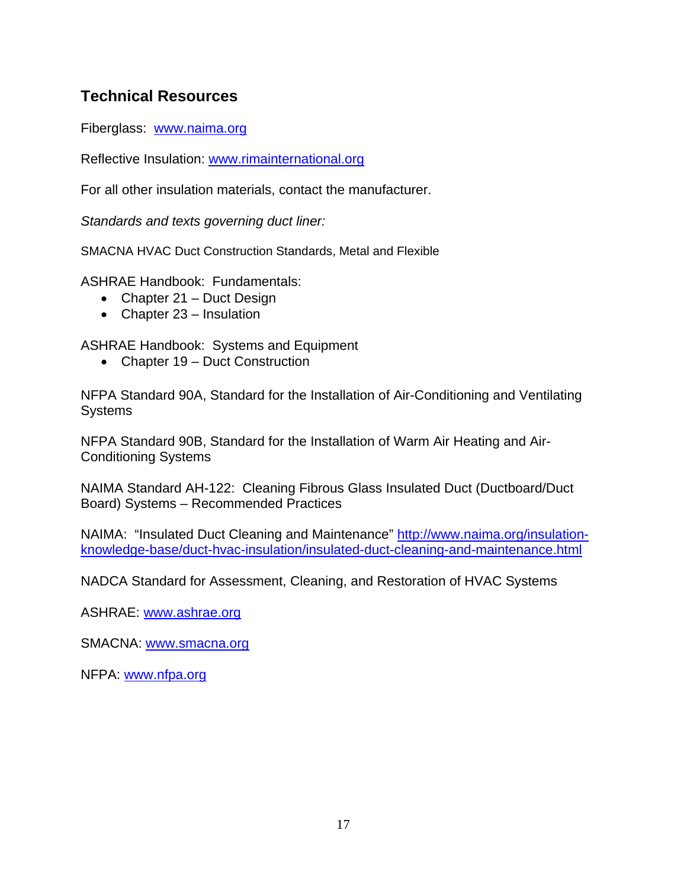## Technical Resources

Fiberglass: www.naima.org

Reflective Insulation: www.rimainternational.org

For all other insulation materials, contact the manufacturer.

*Standards and texts governing duct liner:*

SMACNA HVAC Duct Construction Standards, Metal and Flexible

ASHRAE Handbook: Fundamentals:

- Chapter 21 – Duct Design
- Chapter 23 – Insulation

ASHRAE Handbook: Systems and Equipment

- Chapter 19 – Duct Construction

NFPA Standard 90A, Standard for the Installation of Air-Conditioning and Ventilating Systems

NFPA Standard 90B, Standard for the Installation of Warm Air Heating and Air-Conditioning Systems

NAIMA Standard AH-122: Cleaning Fibrous Glass Insulated Duct (Ductboard/Duct Board) Systems – Recommended Practices

NAIMA: "Insulated Duct Cleaning and Maintenance" http://www.naima.org/insulation-knowledge-base/duct-hvac-insulation/insulated-duct-cleaning-and-maintenance.html

NADCA Standard for Assessment, Cleaning, and Restoration of HVAC Systems

ASHRAE: www.ashrae.org

SMACNA: www.smacna.org

NFPA: www.nfpa.org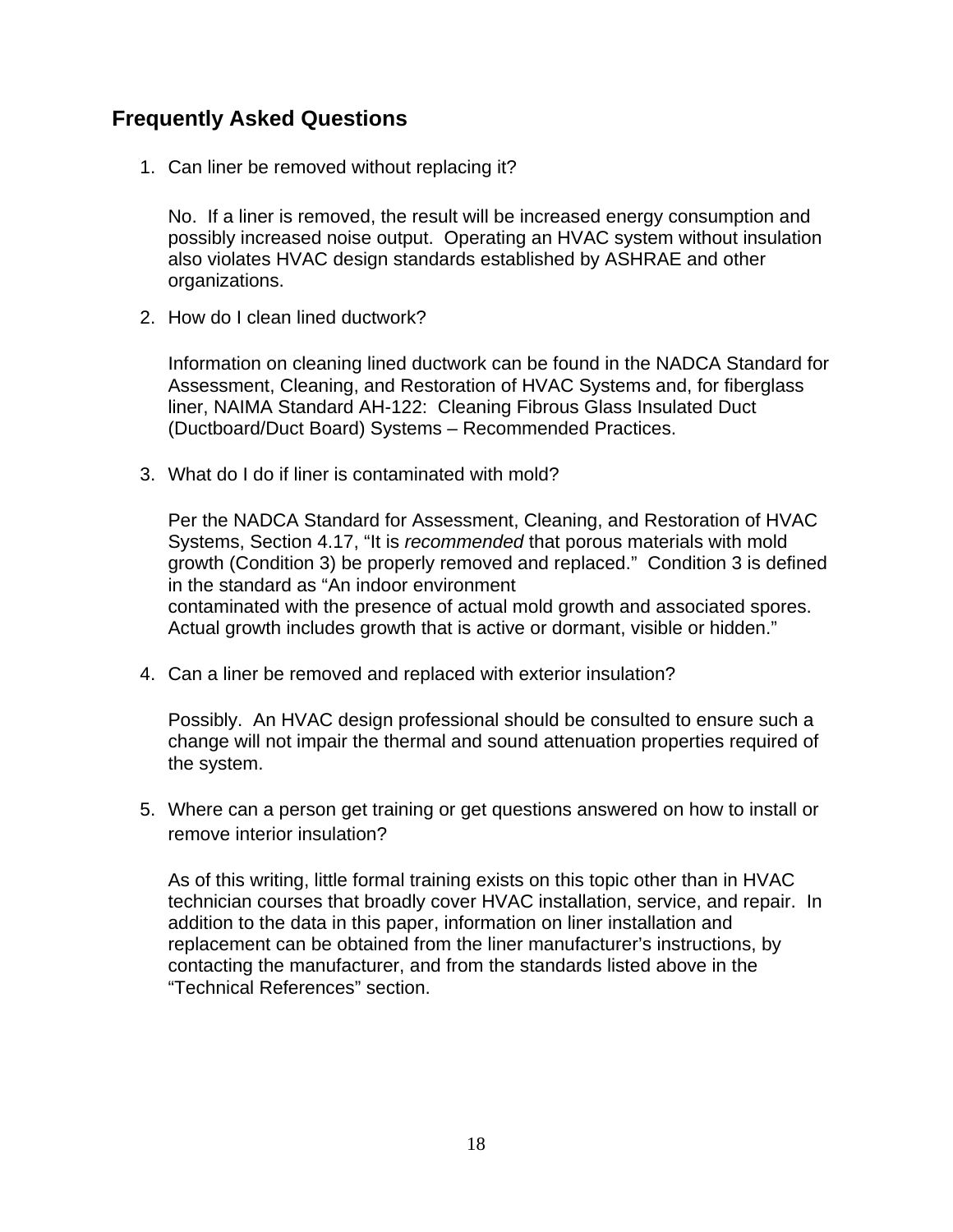## Frequently Asked Questions

1. Can liner be removed without replacing it?

   No. If a liner is removed, the result will be increased energy consumption and possibly increased noise output. Operating an HVAC system without insulation also violates HVAC design standards established by ASHRAE and other organizations.

2. How do I clean lined ductwork?

   Information on cleaning lined ductwork can be found in the NADCA Standard for Assessment, Cleaning, and Restoration of HVAC Systems and, for fiberglass liner, NAIMA Standard AH-122: Cleaning Fibrous Glass Insulated Duct (Ductboard/Duct Board) Systems – Recommended Practices.

3. What do I do if liner is contaminated with mold?

   Per the NADCA Standard for Assessment, Cleaning, and Restoration of HVAC Systems, Section 4.17, "It is *recommended* that porous materials with mold growth (Condition 3) be properly removed and replaced." Condition 3 is defined in the standard as "An indoor environment contaminated with the presence of actual mold growth and associated spores. Actual growth includes growth that is active or dormant, visible or hidden."

4. Can a liner be removed and replaced with exterior insulation?

   Possibly. An HVAC design professional should be consulted to ensure such a change will not impair the thermal and sound attenuation properties required of the system.

5. Where can a person get training or get questions answered on how to install or remove interior insulation?

   As of this writing, little formal training exists on this topic other than in HVAC technician courses that broadly cover HVAC installation, service, and repair. In addition to the data in this paper, information on liner installation and replacement can be obtained from the liner manufacturer's instructions, by contacting the manufacturer, and from the standards listed above in the "Technical References" section.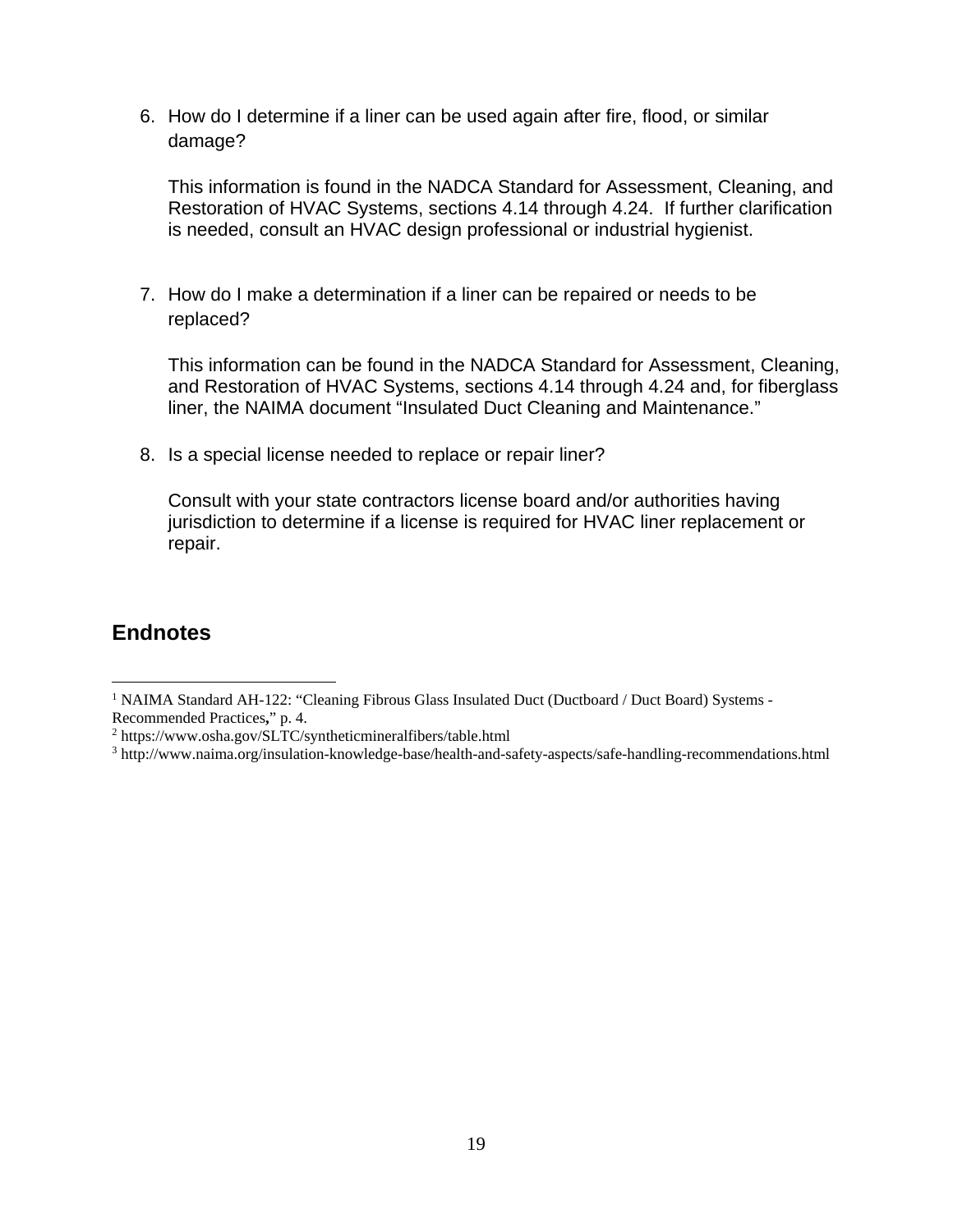6. How do I determine if a liner can be used again after fire, flood, or similar damage?

   This information is found in the NADCA Standard for Assessment, Cleaning, and Restoration of HVAC Systems, sections 4.14 through 4.24. If further clarification is needed, consult an HVAC design professional or industrial hygienist.

7. How do I make a determination if a liner can be repaired or needs to be replaced?

   This information can be found in the NADCA Standard for Assessment, Cleaning, and Restoration of HVAC Systems, sections 4.14 through 4.24 and, for fiberglass liner, the NAIMA document "Insulated Duct Cleaning and Maintenance."

8. Is a special license needed to replace or repair liner?

   Consult with your state contractors license board and/or authorities having jurisdiction to determine if a license is required for HVAC liner replacement or repair.

## Endnotes

---

[1] NAIMA Standard AH-122: "Cleaning Fibrous Glass Insulated Duct (Ductboard / Duct Board) Systems - Recommended Practices," p. 4.

[2] https://www.osha.gov/SLTC/syntheticmineralfibers/table.html

[3] http://www.naima.org/insulation-knowledge-base/health-and-safety-aspects/safe-handling-recommendations.html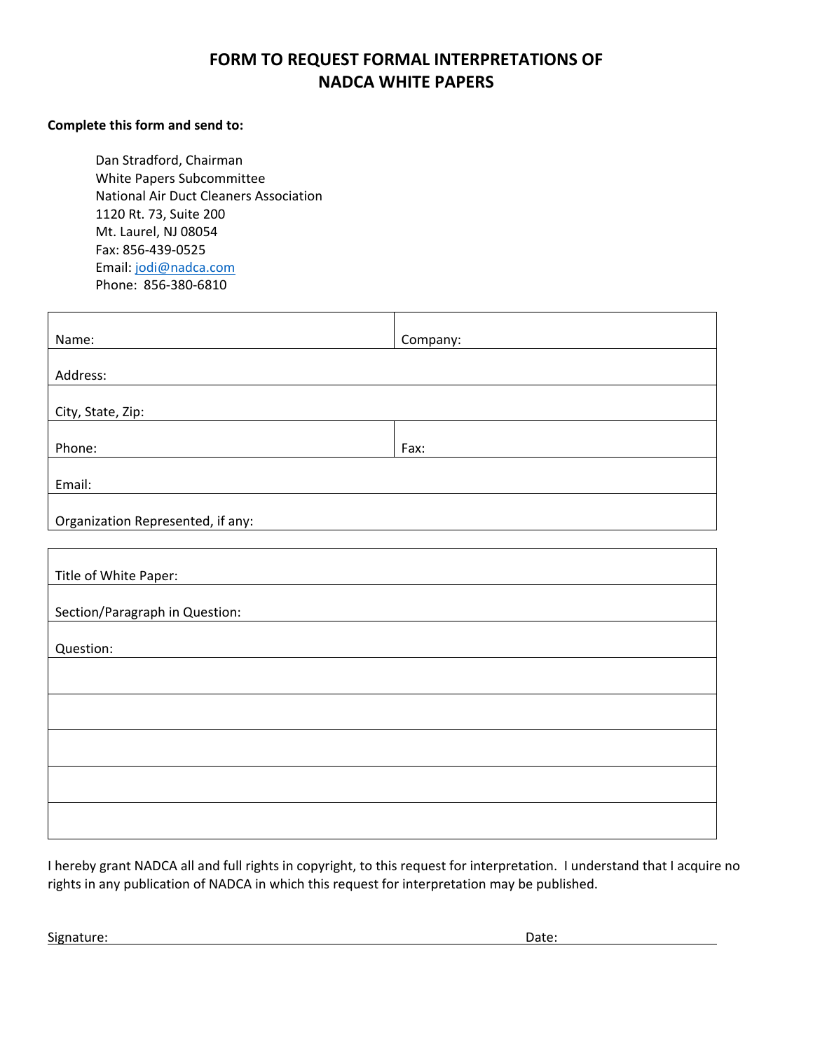# FORM TO REQUEST FORMAL INTERPRETATIONS OF NADCA WHITE PAPERS

**Complete this form and send to:**

Dan Stradford, Chairman
White Papers Subcommittee
National Air Duct Cleaners Association
1120 Rt. 73, Suite 200
Mt. Laurel, NJ 08054
Fax: 856-439-0525
Email: jodi@nadca.com
Phone: 856-380-6810

| | |
|---|---|
| Name: | Company: |
| Address: | |
| City, State, Zip: | |
| Phone: | Fax: |
| Email: | |
| Organization Represented, if any: | |

| |
|---|
| Title of White Paper: |
| Section/Paragraph in Question: |
| Question: |
| |
| |
| |
| |
| |

I hereby grant NADCA all and full rights in copyright, to this request for interpretation. I understand that I acquire no rights in any publication of NADCA in which this request for interpretation may be published.

Signature: ______________________________ Date: ______________